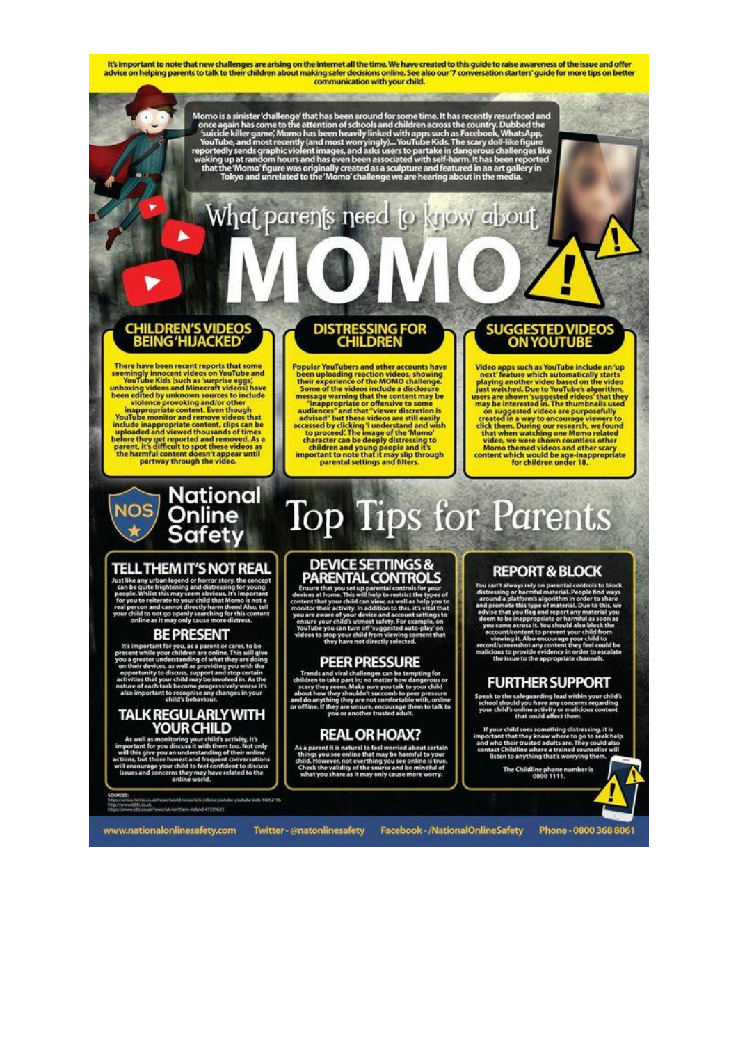It's important to note that new challenges are arising on the internet all the time. We have created to this guide to raise awareness of the issue and offer advice on helping parents to talk to their children about making safer decisions online. See also our '7 conversation starters' guide for more tips on better communication with your child.

Momo is a sinister 'challenge' that has been around for some time. It has recently resurfaced and once again has come to the attention of schools and children across the country. Dubbed the 'suicide killer game', Momo has been heavily linked with apps such as Facebook, WhatsApp, YouTube, and most recently (and most worryingly)... YouTube Kids. The scary doll-like figure reportedly sends graphic violent images, and asks users to partake in dangerous challenges like waking up at random hours and has even been associated with self-harm. It has been reported that the 'Momo' figure was originally created as a sculpture and featured in an art gallery in Tokyo and unrelated to the 'Momo' challenge we are hearing about in the media.

# What parents need to know about MOMO

## CHILDREN'S VIDEOS BEING 'HIJACKED'

There have been recent reports that some seemingly innocent videos on YouTube and YouTube Kids (such as 'surprise eggs', unboxing videos and Minecraft videos) have been edited by unknown sources to include violence provoking and/or other inappropriate content. Even though YouTube monitor and remove videos that include inappropriate content, clips can be uploaded and viewed thousands of times before they get reported and removed. As a parent, it's difficult to spot these videos as the harmful content doesn't appear until partway through the video.

## DISTRESSING FOR CHILDREN

Popular YouTubers and other accounts have been uploading reaction videos, showing their experience of the MOMO challenge. Some of the videos include a disclosure message warning that the content may be "inappropriate or offensive to some audiences" and that "viewer discretion is advised" but these videos are still easily accessed by clicking 'I understand and wish to proceed'. The image of the 'Momo' character can be deeply distressing to children and young people and it's important to note that it may slip through parental settings and filters.

## SUGGESTED VIDEOS ON YOUTUBE

Video apps such as YouTube include an 'up next' feature which automatically starts playing another video based on the video just watched. Due to YouTube's algorithm, users are shown 'suggested videos' that they may be interested in. The thumbnails used on suggested videos are purposefully created in a way to encourage viewers to click them. During our research, we found that when watching one Momo related video, we were shown countless other Momo themed videos and other scary content which would be age-inappropriate for children under 18.

National Online Safety

# Top Tips for Parents

## TELL THEM IT'S NOT REAL

Just like any urban legend or horror story, the concept can be quite frightening and distressing for young people. Whilst this may seem obvious, it's important for you to reiterate to your child that Momo is not a real person and cannot directly harm them! Also, tell your child to not go openly searching for this content online as it may only cause more distress.

## BE PRESENT

It's important for you, as a parent or carer, to be present while your children are online. This will give you a greater understanding of what they are doing on their devices, as well as providing you with the opportunity to discuss, support and stop certain activities that your child may be involved in. As the nature of each task become progressively worse it's also important to recognise any changes in your child's behaviour.

## TALK REGULARLY WITH YOUR CHILD

As well as monitoring your child's activity, it's important for you discuss it with them too. Not only will this give you an understanding of their online actions, but those honest and frequent conversations will encourage your child to feel confident to discuss issues and concerns they may have related to the online world.

## DEVICE SETTINGS & PARENTAL CONTROLS

Ensure that you set up parental controls for your devices at home. This will help to restrict the types of content that your child can view, as well as help you to monitor their activity. In addition to this, it's vital that you are aware of your device and account settings to ensure your child's utmost safety. For example, on YouTube you can turn off 'suggested auto-play' on videos to stop your child from viewing content that they have not directly selected.

## PEER PRESSURE

Trends and viral challenges can be tempting for children to take part in; no matter how dangerous or scary they seem. Make sure you talk to your child about how they shouldn't succumb to peer pressure and do anything they are not comfortable with, online or offline. If they are unsure, encourage them to talk to you or another trusted adult.

## REAL OR HOAX?

As a parent it is natural to feel worried about certain things you see online that may be harmful to your child. However, not everything you see online is true. Check the validity of the source and be mindful of what you share as it may only cause more worry.

## REPORT & BLOCK

You can't always rely on parental controls to block distressing or harmful material. People find ways around a platform's algorithm in order to share and promote this type of material. Due to this, we advise that you flag and report any material you deem to be inappropriate or harmful as soon as you come across it. You should also block the account/content to prevent your child from viewing it. Also encourage your child to record/screenshot any content they feel could be malicious to provide evidence in order to escalate the issue to the appropriate channels.

## FURTHER SUPPORT

Speak to the safeguarding lead within your child's school should you have any concerns regarding your child's online activity or malicious content that could affect them.

If your child sees something distressing, it is important that they know where to go to seek help and who their trusted adults are. They could also contact Childline where a trained counsellor will listen to anything that's worrying them.

The Childline phone number is 0800 1111.

SOURCES:
https://www.mirror.co.uk/news/world-news/sick-videos-youtube-youtube-kids-14052196
http://www.bbfc.co.uk
https://www.bbc.co.uk/news/uk-northern-ireland-47359623

www.nationalonlinesafety.com | Twitter - @natonlinesafety | Facebook - /NationalOnlineSafety | Phone - 0800 368 8061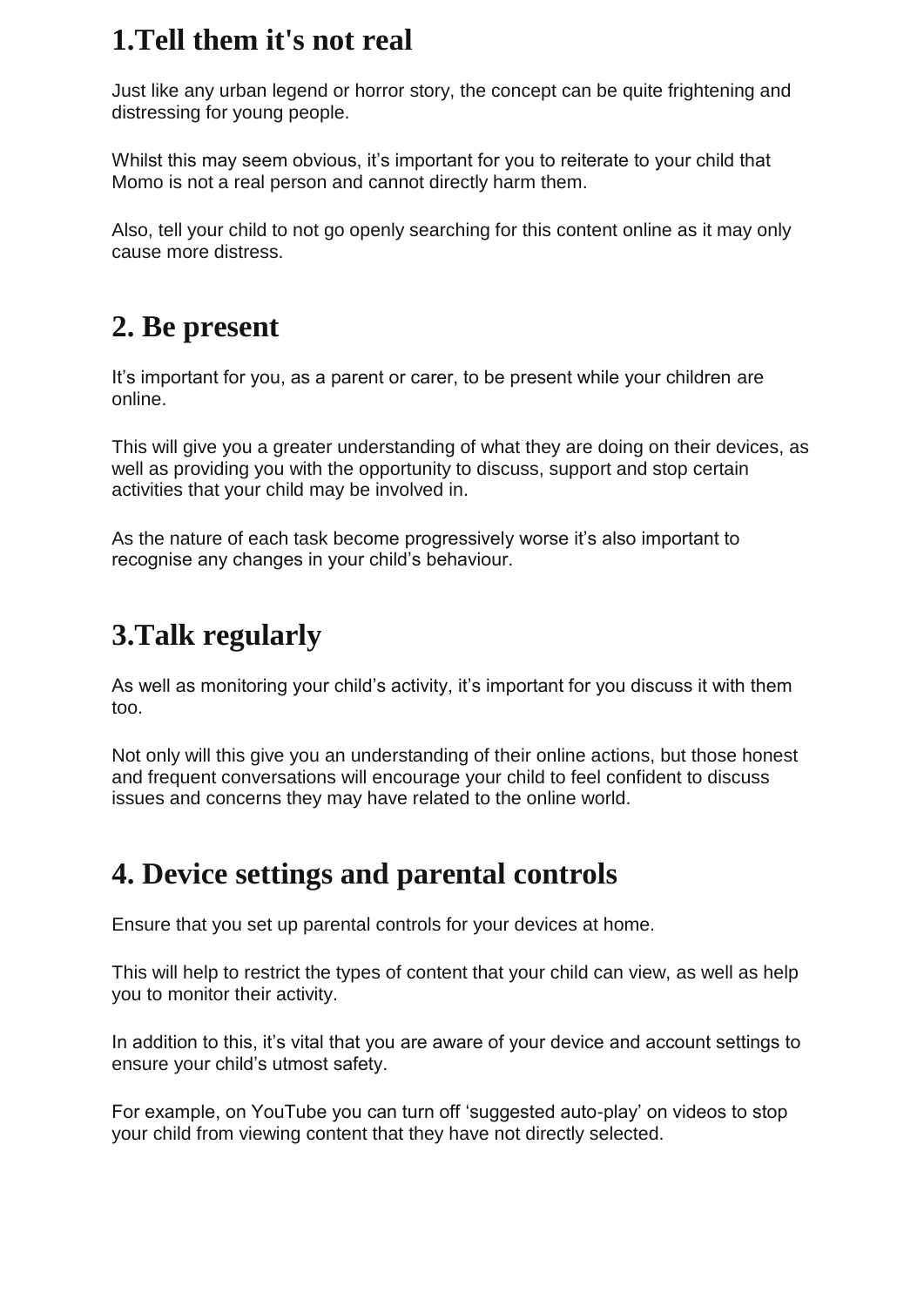## 1.Tell them it's not real

Just like any urban legend or horror story, the concept can be quite frightening and distressing for young people.

Whilst this may seem obvious, it’s important for you to reiterate to your child that Momo is not a real person and cannot directly harm them.

Also, tell your child to not go openly searching for this content online as it may only cause more distress.

## 2. Be present

It’s important for you, as a parent or carer, to be present while your children are online.

This will give you a greater understanding of what they are doing on their devices, as well as providing you with the opportunity to discuss, support and stop certain activities that your child may be involved in.

As the nature of each task become progressively worse it’s also important to recognise any changes in your child’s behaviour.

## 3.Talk regularly

As well as monitoring your child’s activity, it’s important for you discuss it with them too.

Not only will this give you an understanding of their online actions, but those honest and frequent conversations will encourage your child to feel confident to discuss issues and concerns they may have related to the online world.

## 4. Device settings and parental controls

Ensure that you set up parental controls for your devices at home.

This will help to restrict the types of content that your child can view, as well as help you to monitor their activity.

In addition to this, it’s vital that you are aware of your device and account settings to ensure your child’s utmost safety.

For example, on YouTube you can turn off ‘suggested auto-play’ on videos to stop your child from viewing content that they have not directly selected.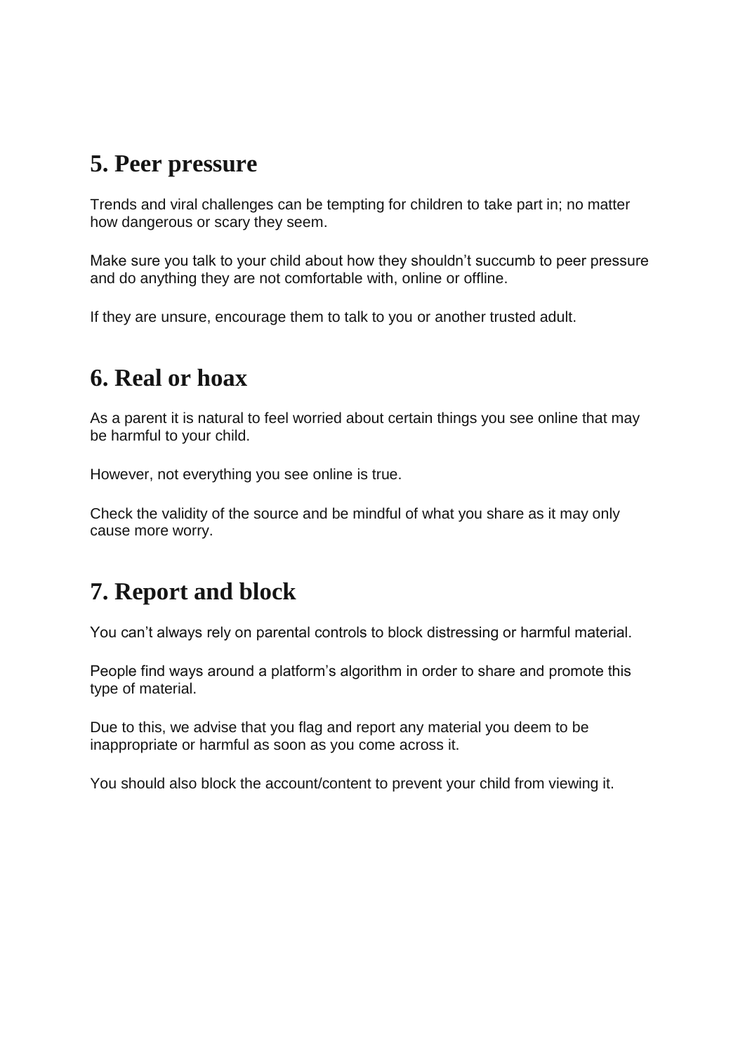## 5. Peer pressure

Trends and viral challenges can be tempting for children to take part in; no matter how dangerous or scary they seem.

Make sure you talk to your child about how they shouldn't succumb to peer pressure and do anything they are not comfortable with, online or offline.

If they are unsure, encourage them to talk to you or another trusted adult.

## 6. Real or hoax

As a parent it is natural to feel worried about certain things you see online that may be harmful to your child.

However, not everything you see online is true.

Check the validity of the source and be mindful of what you share as it may only cause more worry.

## 7. Report and block

You can't always rely on parental controls to block distressing or harmful material.

People find ways around a platform's algorithm in order to share and promote this type of material.

Due to this, we advise that you flag and report any material you deem to be inappropriate or harmful as soon as you come across it.

You should also block the account/content to prevent your child from viewing it.